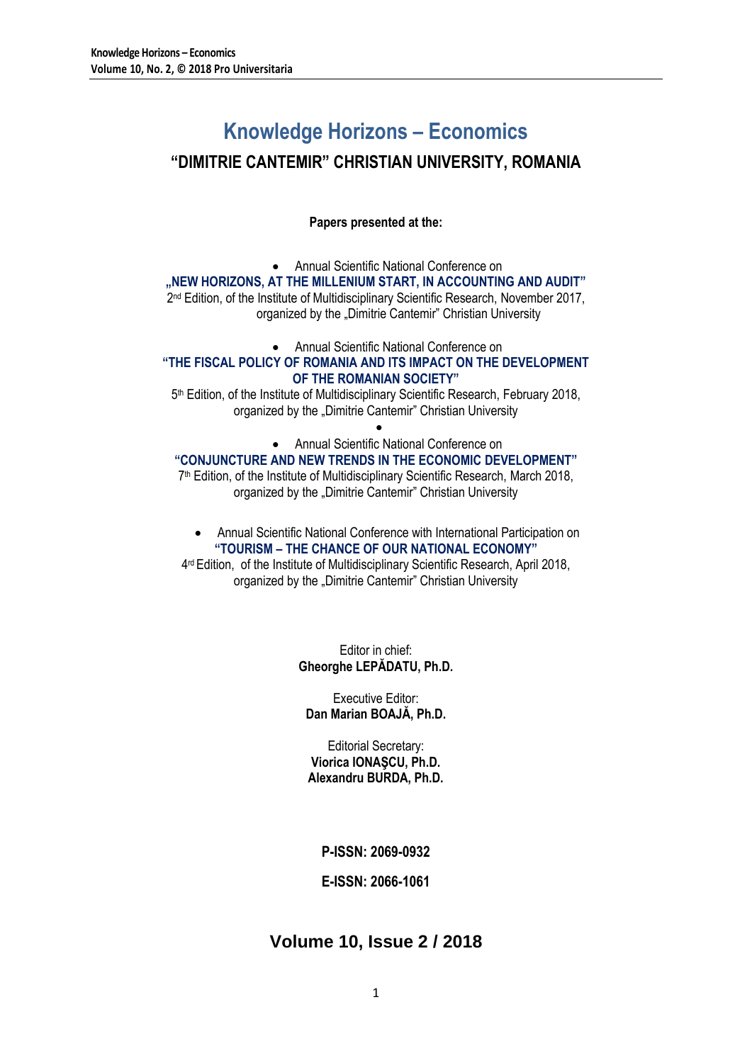# Knowledge Horizons – Economics

## "DIMITRIE CANTEMIR" CHRISTIAN UNIVERSITY, ROMANIA

**Papers presented at the:**

- Annual Scientific National Conference on

**„NEW HORIZONS, AT THE MILLENIUM START, IN ACCOUNTING AND AUDIT"**
2nd Edition, of the Institute of Multidisciplinary Scientific Research, November 2017, organized by the „Dimitrie Cantemir" Christian University

- Annual Scientific National Conference on

**"THE FISCAL POLICY OF ROMANIA AND ITS IMPACT ON THE DEVELOPMENT OF THE ROMANIAN SOCIETY"**
5th Edition, of the Institute of Multidisciplinary Scientific Research, February 2018, organized by the „Dimitrie Cantemir" Christian University

- Annual Scientific National Conference on

**"CONJUNCTURE AND NEW TRENDS IN THE ECONOMIC DEVELOPMENT"**
7th Edition, of the Institute of Multidisciplinary Scientific Research, March 2018, organized by the „Dimitrie Cantemir" Christian University

- Annual Scientific National Conference with International Participation on

**"TOURISM – THE CHANCE OF OUR NATIONAL ECONOMY"**
4rd Edition, of the Institute of Multidisciplinary Scientific Research, April 2018, organized by the „Dimitrie Cantemir" Christian University

Editor in chief:
**Gheorghe LEPĂDATU, Ph.D.**

Executive Editor:
**Dan Marian BOAJĂ, Ph.D.**

Editorial Secretary:
**Viorica IONAŞCU, Ph.D.**
**Alexandru BURDA, Ph.D.**

**P-ISSN: 2069-0932**

**E-ISSN: 2066-1061**

## Volume 10, Issue 2 / 2018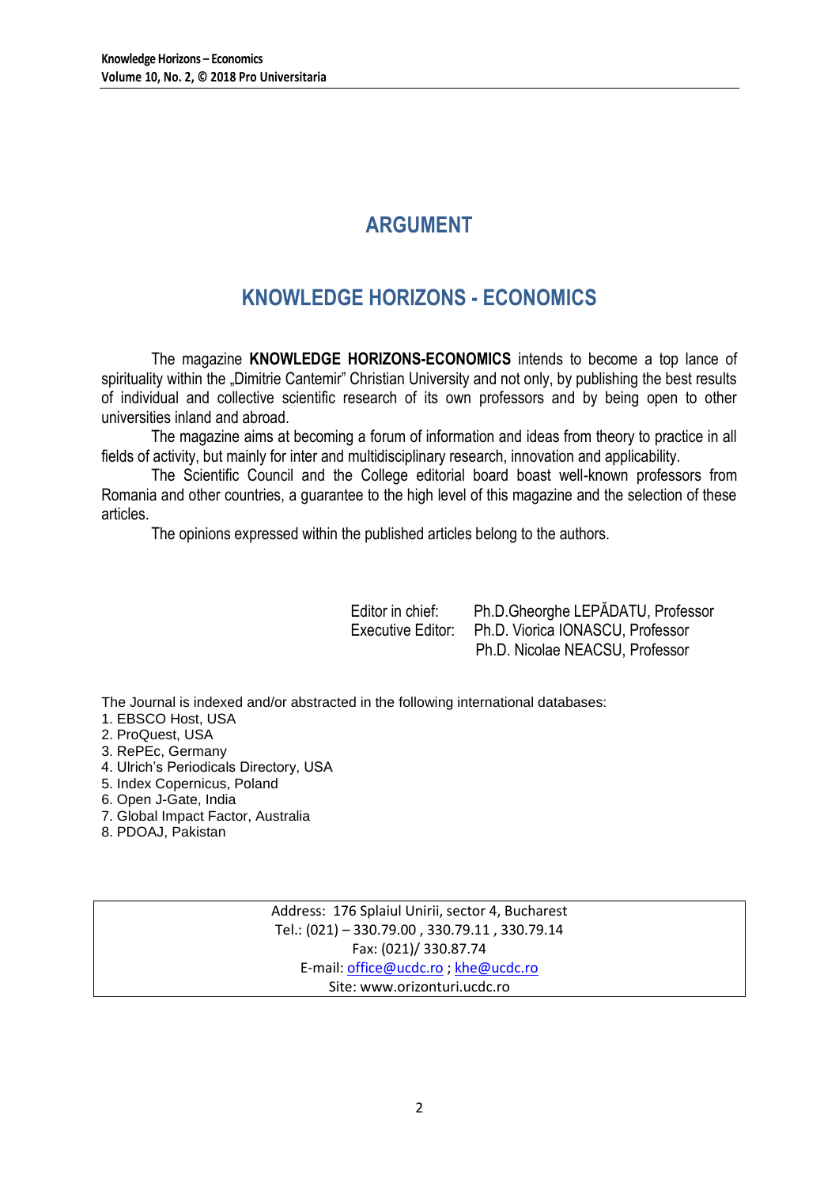# ARGUMENT

## KNOWLEDGE HORIZONS - ECONOMICS

The magazine **KNOWLEDGE HORIZONS-ECONOMICS** intends to become a top lance of spirituality within the „Dimitrie Cantemir" Christian University and not only, by publishing the best results of individual and collective scientific research of its own professors and by being open to other universities inland and abroad.

The magazine aims at becoming a forum of information and ideas from theory to practice in all fields of activity, but mainly for inter and multidisciplinary research, innovation and applicability.

The Scientific Council and the College editorial board boast well-known professors from Romania and other countries, a guarantee to the high level of this magazine and the selection of these articles.

The opinions expressed within the published articles belong to the authors.

Editor in chief: Ph.D.Gheorghe LEPĂDATU, Professor
Executive Editor: Ph.D. Viorica IONASCU, Professor
Ph.D. Nicolae NEACSU, Professor

The Journal is indexed and/or abstracted in the following international databases:

1. EBSCO Host, USA
2. ProQuest, USA
3. RePEc, Germany
4. Ulrich's Periodicals Directory, USA
5. Index Copernicus, Poland
6. Open J-Gate, India
7. Global Impact Factor, Australia
8. PDOAJ, Pakistan

Address: 176 Splaiul Unirii, sector 4, Bucharest
Tel.: (021) – 330.79.00 , 330.79.11 , 330.79.14
Fax: (021)/ 330.87.74
E-mail: office@ucdc.ro ; khe@ucdc.ro
Site: www.orizonturi.ucdc.ro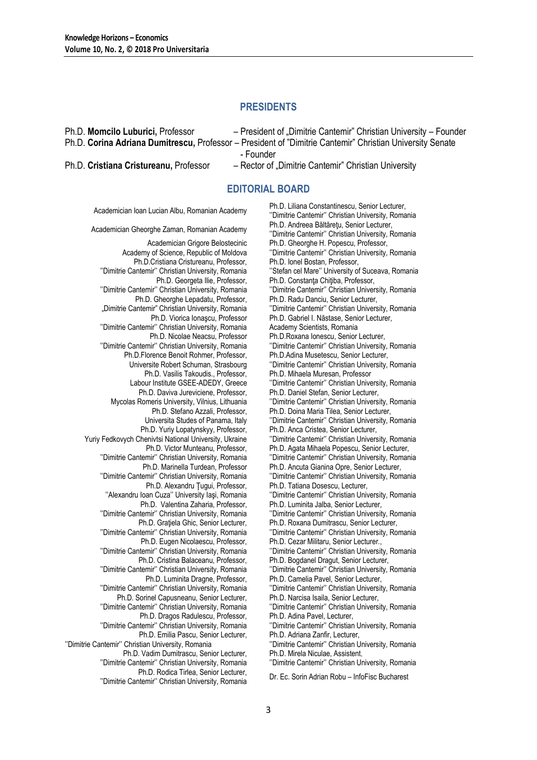## PRESIDENTS

Ph.D. **Momcilo Luburici,** Professor – President of „Dimitrie Cantemir" Christian University – Founder

Ph.D. **Corina Adriana Dumitrescu,** Professor – President of "Dimitrie Cantemir" Christian University Senate - Founder

Ph.D. **Cristiana Cristureanu,** Professor – Rector of „Dimitrie Cantemir" Christian University

## EDITORIAL BOARD

Academician Ioan Lucian Albu, Romanian Academy

Academician Gheorghe Zaman, Romanian Academy

Academician Grigore Belostecinic
Academy of Science, Republic of Moldova

Ph.D.Cristiana Cristureanu, Professor,
''Dimitrie Cantemir'' Christian University, Romania

Ph.D. Georgeta Ilie, Professor,
''Dimitrie Cantemir'' Christian University, Romania

Ph.D. Gheorghe Lepadatu, Professor,
„Dimitrie Cantemir" Christian University, Romania

Ph.D. Viorica Ionaşcu, Professor
''Dimitrie Cantemir'' Christian University, Romania

Ph.D. Nicolae Neacsu, Professor
''Dimitrie Cantemir'' Christian University, Romania

Ph.D.Florence Benoit Rohmer, Professor,
Universite Robert Schuman, Strasbourg

Ph.D. Vasilis Takoudis., Professor,
Labour Institute GSEE-ADEDY, Greece

Ph.D. Daviva Jureviciene, Professor,
Mycolas Romeris University, Vilnius, Lithuania

Ph.D. Stefano Azzali, Professor,
Universita Studes of Panama, Italy

Ph.D. Yuriy Lopatynskyy, Professor,
Yuriy Fedkovych Chenivtsi National University, Ukraine

Ph.D. Victor Munteanu, Professor,
''Dimitrie Cantemir'' Christian University, Romania

Ph.D. Marinella Turdean, Professor
''Dimitrie Cantemir'' Christian University, Romania

Ph.D. Alexandru Ţugui, Professor,
''Alexandru Ioan Cuza'' University Iaşi, Romania

Ph.D. Valentina Zaharia, Professor,
''Dimitrie Cantemir'' Christian University, Romania

Ph.D. Graţiela Ghic, Senior Lecturer,
''Dimitrie Cantemir'' Christian University, Romania

Ph.D. Eugen Nicolaescu, Professor,
''Dimitrie Cantemir'' Christian University, Romania

Ph.D. Cristina Balaceanu, Professor,
''Dimitrie Cantemir'' Christian University, Romania

Ph.D. Luminita Dragne, Professor,
''Dimitrie Cantemir'' Christian University, Romania

Ph.D. Sorinel Capusneanu, Senior Lecturer,
''Dimitrie Cantemir'' Christian University, Romania

Ph.D. Dragos Radulescu, Professor,
''Dimitrie Cantemir'' Christian University, Romania

Ph.D. Emilia Pascu, Senior Lecturer,
''Dimitrie Cantemir'' Christian University, Romania

Ph.D. Vadim Dumitrascu, Senior Lecturer,
''Dimitrie Cantemir'' Christian University, Romania

Ph.D. Rodica Tirlea, Senior Lecturer,
''Dimitrie Cantemir'' Christian University, Romania

Ph.D. Liliana Constantinescu, Senior Lecturer,
''Dimitrie Cantemir'' Christian University, Romania

Ph.D. Andreea Băltăreţu, Senior Lecturer,
''Dimitrie Cantemir'' Christian University, Romania

Ph.D. Gheorghe H. Popescu, Professor,
''Dimitrie Cantemir'' Christian University, Romania

Ph.D. Ionel Bostan, Professor,
''Stefan cel Mare'' University of Suceava, Romania

Ph.D. Constanţa Chiţiba, Professor,
''Dimitrie Cantemir'' Christian University, Romania

Ph.D. Radu Danciu, Senior Lecturer,
''Dimitrie Cantemir'' Christian University, Romania

Ph.D. Gabriel I. Năstase, Senior Lecturer,
Academy Scientists, Romania

Ph.D.Roxana Ionescu, Senior Lecturer,
''Dimitrie Cantemir'' Christian University, Romania

Ph.D.Adina Musetescu, Senior Lecturer,
''Dimitrie Cantemir'' Christian University, Romania

Ph.D. Mihaela Muresan, Professor
''Dimitrie Cantemir'' Christian University, Romania

Ph.D. Daniel Stefan, Senior Lecturer,
''Dimitrie Cantemir'' Christian University, Romania

Ph.D. Doina Maria Tilea, Senior Lecturer,
''Dimitrie Cantemir'' Christian University, Romania

Ph.D. Anca Cristea, Senior Lecturer,
''Dimitrie Cantemir'' Christian University, Romania

Ph.D. Agata Mihaela Popescu, Senior Lecturer,
''Dimitrie Cantemir'' Christian University, Romania

Ph.D. Ancuta Gianina Opre, Senior Lecturer,
''Dimitrie Cantemir'' Christian University, Romania

Ph.D. Tatiana Dosescu, Lecturer,
''Dimitrie Cantemir'' Christian University, Romania

Ph.D. Luminita Jalba, Senior Lecturer,
''Dimitrie Cantemir'' Christian University, Romania

Ph.D. Roxana Dumitrascu, Senior Lecturer,
''Dimitrie Cantemir'' Christian University, Romania

Ph.D. Cezar Militaru, Senior Lecturer.,
''Dimitrie Cantemir'' Christian University, Romania

Ph.D. Bogdanel Dragut, Senior Lecturer,
''Dimitrie Cantemir'' Christian University, Romania

Ph.D. Camelia Pavel, Senior Lecturer,
''Dimitrie Cantemir'' Christian University, Romania

Ph.D. Narcisa Isaila, Senior Lecturer,
''Dimitrie Cantemir'' Christian University, Romania

Ph.D. Adina Pavel, Lecturer,
''Dimitrie Cantemir'' Christian University, Romania

Ph.D. Adriana Zanfir, Lecturer,
''Dimitrie Cantemir'' Christian University, Romania

Ph.D. Mirela Niculae, Assistent,
''Dimitrie Cantemir'' Christian University, Romania

Dr. Ec. Sorin Adrian Robu – InfoFisc Bucharest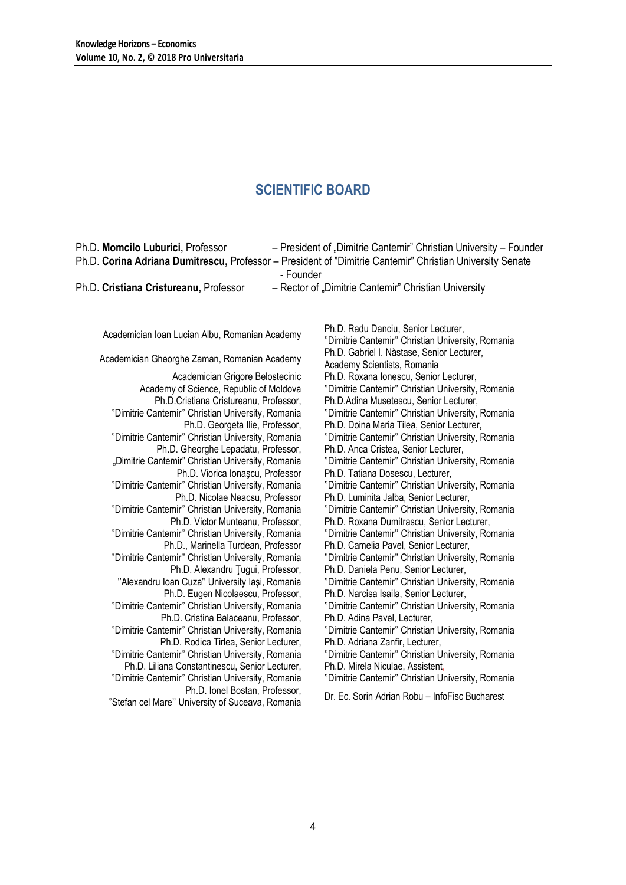## SCIENTIFIC BOARD

Ph.D. **Momcilo Luburici,** Professor – President of „Dimitrie Cantemir" Christian University – Founder
Ph.D. **Corina Adriana Dumitrescu,** Professor – President of "Dimitrie Cantemir" Christian University Senate - Founder
Ph.D. **Cristiana Cristureanu,** Professor – Rector of „Dimitrie Cantemir" Christian University

Academician Ioan Lucian Albu, Romanian Academy

Academician Gheorghe Zaman, Romanian Academy

Academician Grigore Belostecinic
Academy of Science, Republic of Moldova

Ph.D.Cristiana Cristureanu, Professor,
''Dimitrie Cantemir'' Christian University, Romania

Ph.D. Georgeta Ilie, Professor,
''Dimitrie Cantemir'' Christian University, Romania

Ph.D. Gheorghe Lepadatu, Professor,
„Dimitrie Cantemir" Christian University, Romania

Ph.D. Viorica Ionaşcu, Professor
''Dimitrie Cantemir'' Christian University, Romania

Ph.D. Nicolae Neacsu, Professor
''Dimitrie Cantemir'' Christian University, Romania

Ph.D. Victor Munteanu, Professor,
''Dimitrie Cantemir'' Christian University, Romania

Ph.D., Marinella Turdean, Professor
''Dimitrie Cantemir'' Christian University, Romania

Ph.D. Alexandru Ţugui, Professor,
''Alexandru Ioan Cuza'' University Iaşi, Romania

Ph.D. Eugen Nicolaescu, Professor,
''Dimitrie Cantemir'' Christian University, Romania

Ph.D. Cristina Balaceanu, Professor,
''Dimitrie Cantemir'' Christian University, Romania

Ph.D. Rodica Tirlea, Senior Lecturer,
''Dimitrie Cantemir'' Christian University, Romania

Ph.D. Liliana Constantinescu, Senior Lecturer,
''Dimitrie Cantemir'' Christian University, Romania

Ph.D. Ionel Bostan, Professor,
''Stefan cel Mare'' University of Suceava, Romania

Ph.D. Radu Danciu, Senior Lecturer,
''Dimitrie Cantemir'' Christian University, Romania

Ph.D. Gabriel I. Năstase, Senior Lecturer,
Academy Scientists, Romania

Ph.D. Roxana Ionescu, Senior Lecturer,
''Dimitrie Cantemir'' Christian University, Romania

Ph.D.Adina Musetescu, Senior Lecturer,
''Dimitrie Cantemir'' Christian University, Romania

Ph.D. Doina Maria Tilea, Senior Lecturer,
''Dimitrie Cantemir'' Christian University, Romania

Ph.D. Anca Cristea, Senior Lecturer,
''Dimitrie Cantemir'' Christian University, Romania

Ph.D. Tatiana Dosescu, Lecturer,
''Dimitrie Cantemir'' Christian University, Romania

Ph.D. Luminita Jalba, Senior Lecturer,
''Dimitrie Cantemir'' Christian University, Romania

Ph.D. Roxana Dumitrascu, Senior Lecturer,
''Dimitrie Cantemir'' Christian University, Romania

Ph.D. Camelia Pavel, Senior Lecturer,
''Dimitrie Cantemir'' Christian University, Romania

Ph.D. Daniela Penu, Senior Lecturer,
''Dimitrie Cantemir'' Christian University, Romania

Ph.D. Narcisa Isaila, Senior Lecturer,
''Dimitrie Cantemir'' Christian University, Romania

Ph.D. Adina Pavel, Lecturer,
''Dimitrie Cantemir'' Christian University, Romania

Ph.D. Adriana Zanfir, Lecturer,
''Dimitrie Cantemir'' Christian University, Romania

Ph.D. Mirela Niculae, Assistent,
''Dimitrie Cantemir'' Christian University, Romania

Dr. Ec. Sorin Adrian Robu – InfoFisc Bucharest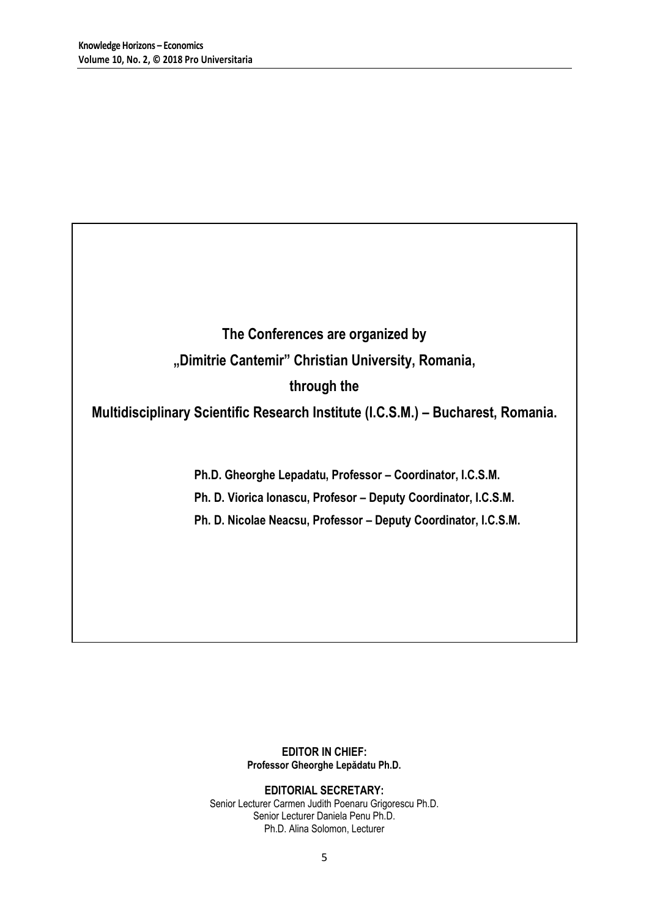**The Conferences are organized by**

**„Dimitrie Cantemir" Christian University, Romania,**

**through the**

**Multidisciplinary Scientific Research Institute (I.C.S.M.) – Bucharest, Romania.**

**Ph.D. Gheorghe Lepadatu, Professor – Coordinator, I.C.S.M.**

**Ph. D. Viorica Ionascu, Profesor – Deputy Coordinator, I.C.S.M.**

**Ph. D. Nicolae Neacsu, Professor – Deputy Coordinator, I.C.S.M.**

**EDITOR IN CHIEF:**
**Professor Gheorghe Lepădatu Ph.D.**

**EDITORIAL SECRETARY:**
Senior Lecturer Carmen Judith Poenaru Grigorescu Ph.D.
Senior Lecturer Daniela Penu Ph.D.
Ph.D. Alina Solomon, Lecturer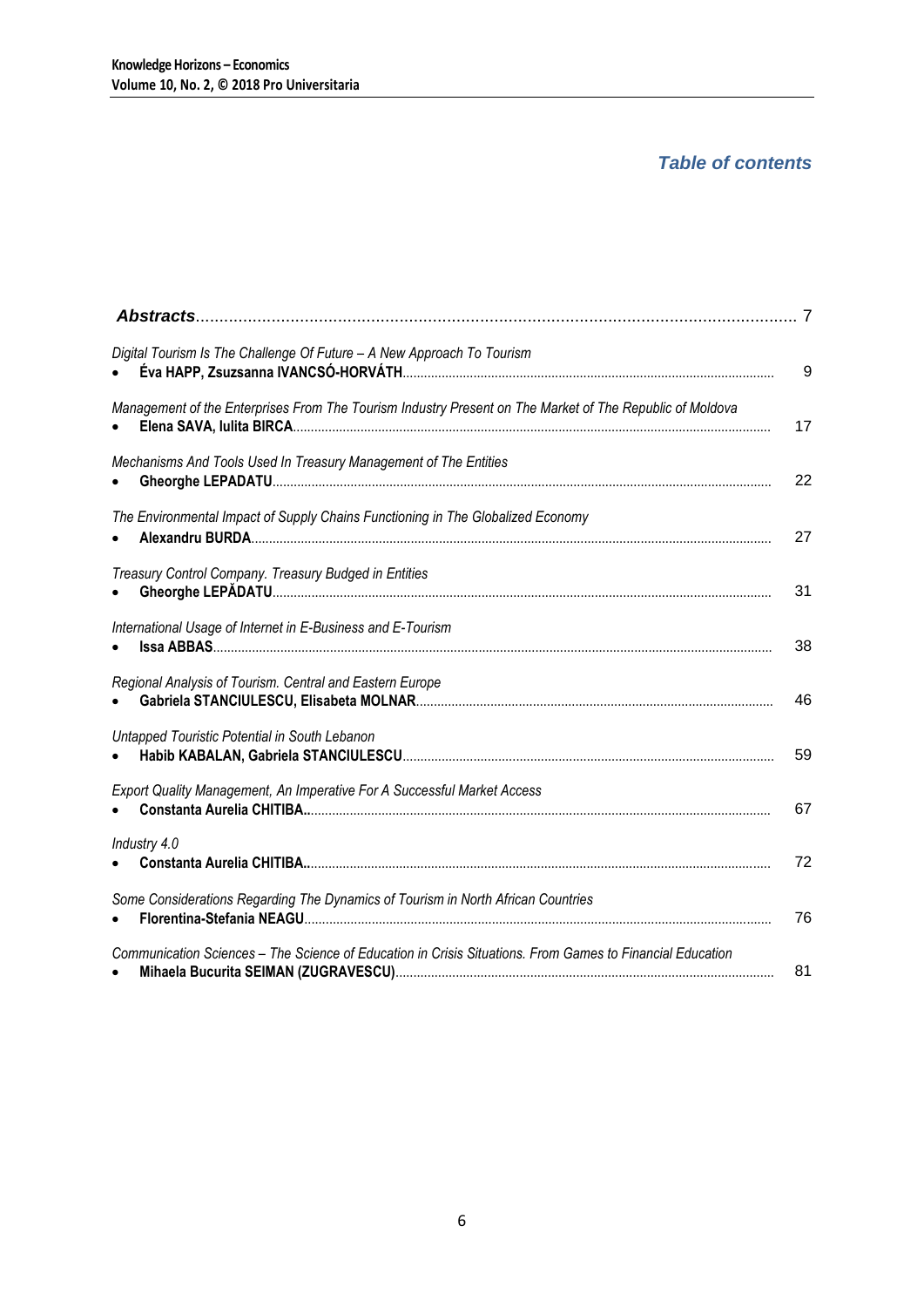## *Table of contents*

| | |
|---|---|
| ***Abstracts*** | 7 |
| *Digital Tourism Is The Challenge Of Future – A New Approach To Tourism*<br>• **Éva HAPP, Zsuzsanna IVANCSÓ-HORVÁTH** | 9 |
| *Management of the Enterprises From The Tourism Industry Present on The Market of The Republic of Moldova*<br>• **Elena SAVA, Iulita BIRCA** | 17 |
| *Mechanisms And Tools Used In Treasury Management of The Entities*<br>• **Gheorghe LEPADATU** | 22 |
| *The Environmental Impact of Supply Chains Functioning in The Globalized Economy*<br>• **Alexandru BURDA** | 27 |
| *Treasury Control Company. Treasury Budged in Entities*<br>• **Gheorghe LEPĂDATU** | 31 |
| *International Usage of Internet in E-Business and E-Tourism*<br>• **Issa ABBAS** | 38 |
| *Regional Analysis of Tourism. Central and Eastern Europe*<br>• **Gabriela STANCIULESCU, Elisabeta MOLNAR** | 46 |
| *Untapped Touristic Potential in South Lebanon*<br>• **Habib KABALAN, Gabriela STANCIULESCU** | 59 |
| *Export Quality Management, An Imperative For A Successful Market Access*<br>• **Constanta Aurelia CHITIBA** | 67 |
| *Industry 4.0*<br>• **Constanta Aurelia CHITIBA** | 72 |
| *Some Considerations Regarding The Dynamics of Tourism in North African Countries*<br>• **Florentina-Stefania NEAGU** | 76 |
| *Communication Sciences – The Science of Education in Crisis Situations. From Games to Financial Education*<br>• **Mihaela Bucurita SEIMAN (ZUGRAVESCU)** | 81 |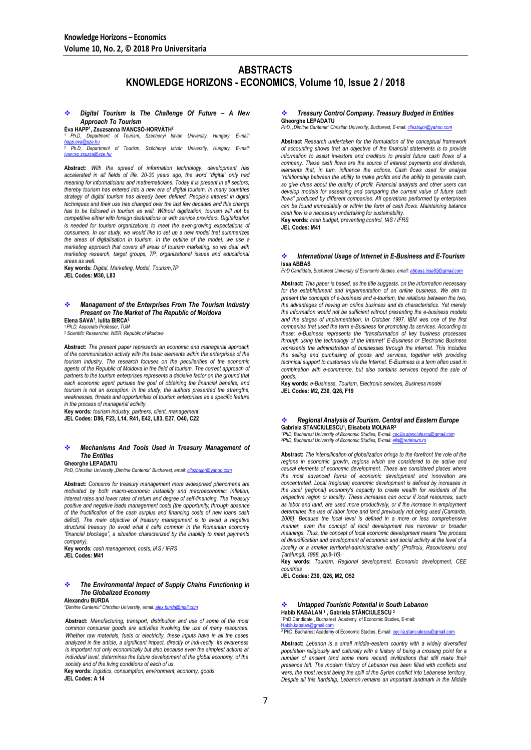# ABSTRACTS

## KNOWLEDGE HORIZONS - ECONOMICS, Volume 10, Issue 2 / 2018

### ❖ *Digital Tourism Is The Challenge Of Future – A New Approach To Tourism*

**Éva HAPP[1], Zsuzsanna IVANCSÓ-HORVÁTH[2]**

[1] Ph.D, Department of Tourism, Széchenyi István University, Hungary, E-mail: happ.eva@sze.hu
[2] Ph.D, Department of Tourism, Széchenyi István University, Hungary, E-mail: ivancso.zsuzsa@sze.hu

**Abstract:** *With the spread of information technology, development has accelerated in all fields of life. 20-30 years ago, the word "digital" only had meaning for informaticians and mathematicians. Today it is present in all sectors; thereby tourism has entered into a new era of digital tourism. In many countries strategy of digital tourism has already been defined. People's interest in digital techniques and their use has changed over the last few decades and this change has to be followed in tourism as well. Without digitization, tourism will not be competitive either with foreign destinations or with service providers. Digitalization is needed for tourism organizations to meet the ever-growing expectations of consumers. In our study, we would like to set up a new model that summarizes the areas of digitalisation in tourism. In the outline of the model, we use a marketing approach that covers all areas of tourism marketing, so we deal with marketing research, target groups, 7P, organizational issues and educational areas as well.*

**Key words:** *Digital, Marketing, Model, Tourism,7P*

**JEL Codes: M30, L83**

### ❖ *Management of the Enterprises From The Tourism Industry Present on The Market of The Republic of Moldova*

**Elena SAVA[1], Iulita BIRCA[2]**

[1] Ph.D, Associate Professor, TUM
[2] Scientific Researcher, NIER, Republic of Moldova

**Abstract:** *The present paper represents an economic and managerial approach of the communication activity with the basic elements within the enterprises of the tourism industry. The research focuses on the peculiarities of the economic agents of the Republic of Moldova in the field of tourism. The correct approach of partners to the tourism enterprises represents a decisive factor on the ground that each economic agent pursues the goal of obtaining the financial benefits, and tourism is not an exception. In the study, the authors presented the strengths, weaknesses, threats and opportunities of tourism enterprises as a specific feature in the process of managerial activity.*

**Key words:** *tourism industry, partners, client, management.*

**JEL Codes: D86, F23, L14, R41, E42, L83, E27, O40, C22**

### ❖ *Mechanisms And Tools Used in Treasury Management of The Entities*

**Gheorghe LEPADATU**

*PhD, Christian University „Dimitrie Cantemir" Bucharest, email: cilezbujor@yahoo.com*

**Abstract:** *Concerns for treasury management more widespread phenomena are motivated by both macro-economic instability and macroeconomic: inflation, interest rates and lower rates of return and degree of self-financing. The Treasury positive and negative leads management costs (the opportunity, through absence of the fructification of the cash surplus and financing costs of new loans cash deficit). The main objective of treasury management is to avoid a negative structural treasury (to avoid what it calls common in the Romanian economy "financial blockage", a situation characterized by the inability to meet payments company).*

**Key words:** *cash management, costs, IAS / IFRS*

**JEL Codes: M41**

### ❖ *The Environmental Impact of Supply Chains Functioning in The Globalized Economy*

**Alexandru BURDA**

*"Dimitrie Cantemir" Christian University, email: alex.burda@mail.com*

**Abstract:** *Manufacturing, transport, distribution and use of some of the most common consumer goods are activities involving the use of many resources. Whether raw materials, fuels or electricity, these inputs have in all the cases analyzed in the article, a significant impact, directly or indi-rectly. Its awareness is important not only economically but also because even the simplest actions at individual level, determines the future development of the global economy, of the society and of the living conditions of each of us.*

**Key words:** *logistics, consumption, environment, economy, goods*

**JEL Codes: A 14**

### ❖ *Treasury Control Company. Treasury Budged in Entities*

**Gheorghe LEPADATU**

*PhD, „Dimitrie Cantemir" Christian University, Bucharest, E-mail: cilezbujor@yahoo.com*

**Abstract** *Research undertaken for the formulation of the conceptual framework of accounting shows that an objective of the financial statements is to provide information to assist investors and creditors to predict future cash flows of a company. These cash flows are the source of interest payments and dividends, elements that, in turn, influence the actions. Cash flows used for analyse "relationship between the ability to make profits and the ability to generate cash, so give clues about the quality of profit. Financial analysts and other users can develop models for assessing and comparing the current value of future cash flows" produced by different companies. All operations performed by enterprises can be found immediately or within the form of cash flows. Maintaining balance cash flow is a necessary undertaking for sustainability.*

**Key words:** *cash budget, preventing control, IAS / IFRS*

**JEL Codes: M41**

### ❖ *International Usage of Internet in E-Business and E-Tourism*

**Issa ABBAS**

*PhD Candidate, Bucharest University of Economic Studies, email: abbass.issa82@gmail.com*

**Abstract:** *This paper is based, as the title suggests, on the information necessary for the establishment and implementation of an online business. We aim to present the concepts of e-business and e-tourism, the relations between the two, the advantages of having an online business and its characteristics. Yet merely the information would not be sufficient without presenting the e-business models and the stages of implementation. In October 1997, IBM was one of the first companies that used the term e-Business for promoting its services. According to these: e-Business represents the "transformation of key business processes through using the technology of the Internet" E-Business or Electronic Business represents the administration of businesses through the internet. This includes the selling and purchasing of goods and services, together with providing technical support to customers via the Internet. E-Business is a term often used in combination with e-commerce, but also contains services beyond the sale of goods.*

**Key words:** *e-Business, Tourism, Electronic services, Business model*

**JEL Codes: M2, Z30, Q26, F19**

### ❖ *Regional Analysis of Tourism. Central and Eastern Europe*

**Gabriela STANCIULESCU[1], Elisabeta MOLNAR[2]**

[1] PhD, Bucharest University of Economic Studies, E-mail: cecilia.stanciulescu@gmail.com
[2] PhD, Bucharest University of Economic Studies, E-mail: elis@remtours.ro

**Abstract:** *The intensification of globalization brings to the forefront the role of the regions in economic growth, regions which are considered to be active and causal elements of economic development. These are considered places where the most advanced forms of economic development and innovation are concentrated. Local (regional) economic development is defined by increases in the local (regional) economy's capacity to create wealth for residents of the respective region or locality. These increases can occur if local resources, such as labor and land, are used more productively, or if the increase in employment determines the use of labor force and land previously not being used (Camarda, 2008). Because the local level is defined in a more or less comprehensive manner, even the concept of local development has narrower or broader meanings. Thus, the concept of local economic development means "the process of diversification and development of economic and social activity at the level of a locality or a smaller territorial-administrative entity" (Profiroiu, Racoviceanu and Țarălungă, 1998, pp.8-16).*

**Key words:** *Tourism, Regional development, Economic development, CEE countries*

**JEL Codes: Z30, Q26, M2, O52**

### ❖ *Untapped Touristic Potential in South Lebanon*

**Habib KABALAN [1], Gabriela STĂNCIULESCU [2]**

[1] PhD Candidate , Bucharest Academy of Economic Studies, E-mail: Habib.kabalan@gmail.com
[2] PhD, Bucharest Academy of Economic Studies, E-mail: cecilia.stanciulescu@gmail.com

**Abstract:** *Lebanon is a small middle-eastern country with a widely diversified population religiously and culturally with a history of being a crossing point for a number of ancient (and some more recent) civilizations that still make their presence felt. The modern history of Lebanon has been filled with conflicts and wars, the most recent being the spill of the Syrian conflict into Lebanese territory. Despite all this hardship, Lebanon remains an important landmark in the Middle*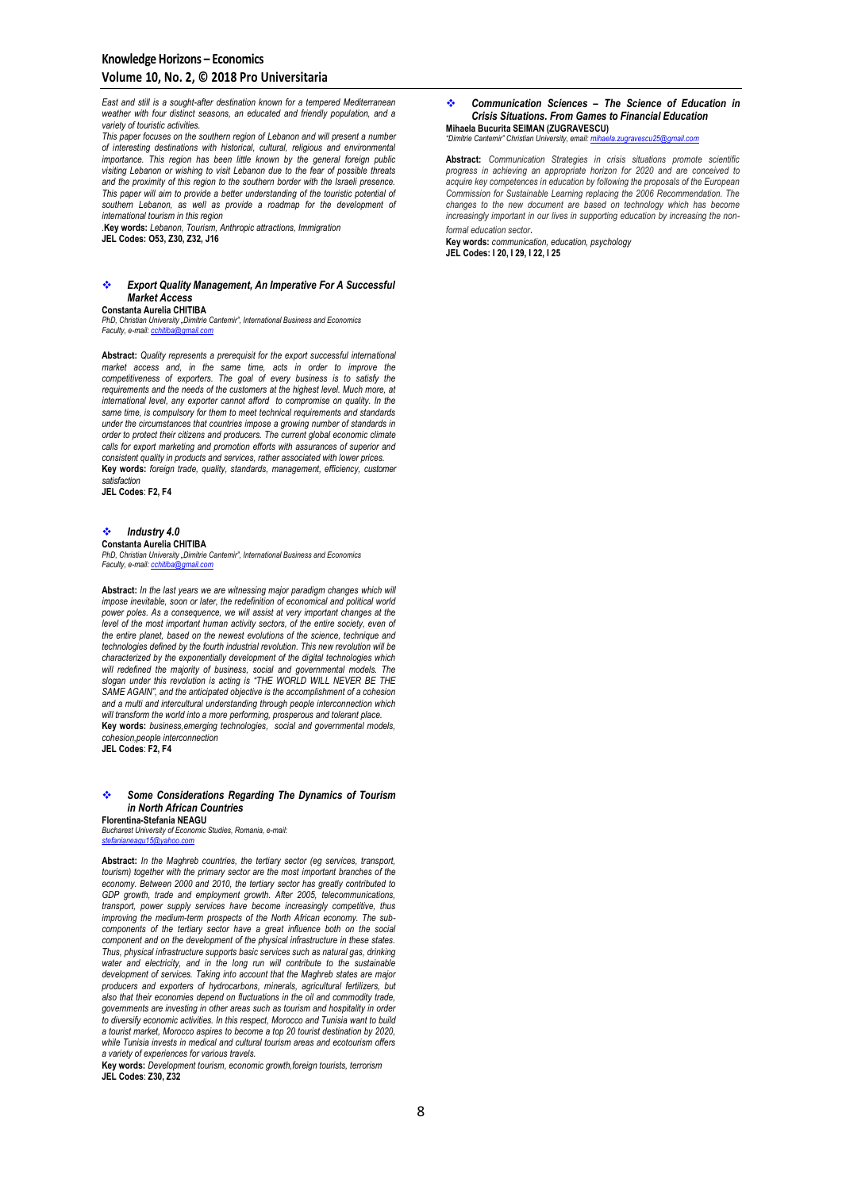*East and still is a sought-after destination known for a tempered Mediterranean weather with four distinct seasons, an educated and friendly population, and a variety of touristic activities.*

*This paper focuses on the southern region of Lebanon and will present a number of interesting destinations with historical, cultural, religious and environmental importance. This region has been little known by the general foreign public visiting Lebanon or wishing to visit Lebanon due to the fear of possible threats and the proximity of this region to the southern border with the Israeli presence. This paper will aim to provide a better understanding of the touristic potential of southern Lebanon, as well as provide a roadmap for the development of international tourism in this region*

.**Key words:** *Lebanon, Tourism, Anthropic attractions, Immigration*

**JEL Codes: O53, Z30, Z32, J16**

### ❖ *Export Quality Management, An Imperative For A Successful Market Access*

**Constanta Aurelia CHITIBA**

*PhD, Christian University „Dimitrie Cantemir", International Business and Economics Faculty, e-mail: cchitiba@gmail.com*

**Abstract:** *Quality represents a prerequisit for the export successful international market access and, in the same time, acts in order to improve the competitiveness of exporters. The goal of every business is to satisfy the requirements and the needs of the customers at the highest level. Much more, at international level, any exporter cannot afford to compromise on quality. In the same time, is compulsory for them to meet technical requirements and standards under the circumstances that countries impose a growing number of standards in order to protect their citizens and producers. The current global economic climate calls for export marketing and promotion efforts with assurances of superior and consistent quality in products and services, rather associated with lower prices.*

**Key words:** *foreign trade, quality, standards, management, efficiency, customer satisfaction*

**JEL Codes**: **F2, F4**

### ❖ *Industry 4.0*

**Constanta Aurelia CHITIBA**

*PhD, Christian University „Dimitrie Cantemir", International Business and Economics Faculty, e-mail: cchitiba@gmail.com*

**Abstract:** *In the last years we are witnessing major paradigm changes which will impose inevitable, soon or later, the redefinition of economical and political world power poles. As a consequence, we will assist at very important changes at the level of the most important human activity sectors, of the entire society, even of the entire planet, based on the newest evolutions of the science, technique and technologies defined by the fourth industrial revolution. This new revolution will be characterized by the exponentially development of the digital technologies which will redefined the majority of business, social and governmental models. The slogan under this revolution is acting is "THE WORLD WILL NEVER BE THE SAME AGAIN", and the anticipated objective is the accomplishment of a cohesion and a multi and intercultural understanding through people interconnection which will transform the world into a more performing, prosperous and tolerant place.*

**Key words:** *business,emerging technologies, social and governmental models, cohesion,people interconnection*

**JEL Codes**: **F2, F4**

### ❖ *Some Considerations Regarding The Dynamics of Tourism in North African Countries*

**Florentina-Stefania NEAGU**

*Bucharest University of Economic Studies, Romania, e-mail: stefanianeagu15@yahoo.com*

**Abstract:** *In the Maghreb countries, the tertiary sector (eg services, transport, tourism) together with the primary sector are the most important branches of the economy. Between 2000 and 2010, the tertiary sector has greatly contributed to GDP growth, trade and employment growth. After 2005, telecommunications, transport, power supply services have become increasingly competitive, thus improving the medium-term prospects of the North African economy. The sub-components of the tertiary sector have a great influence both on the social component and on the development of the physical infrastructure in these states. Thus, physical infrastructure supports basic services such as natural gas, drinking water and electricity, and in the long run will contribute to the sustainable development of services. Taking into account that the Maghreb states are major producers and exporters of hydrocarbons, minerals, agricultural fertilizers, but also that their economies depend on fluctuations in the oil and commodity trade, governments are investing in other areas such as tourism and hospitality in order to diversify economic activities. In this respect, Morocco and Tunisia want to build a tourist market, Morocco aspires to become a top 20 tourist destination by 2020, while Tunisia invests in medical and cultural tourism areas and ecotourism offers a variety of experiences for various travels.*

**Key words:** *Development tourism, economic growth,foreign tourists, terrorism*

**JEL Codes**: **Z30, Z32**

### ❖ *Communication Sciences – The Science of Education in Crisis Situations. From Games to Financial Education*

**Mihaela Bucurita SEIMAN (ZUGRAVESCU)**

*"Dimitrie Cantemir" Christian University, email: mihaela.zugravescu25@gmail.com*

**Abstract:** *Communication Strategies in crisis situations promote scientific progress in achieving an appropriate horizon for 2020 and are conceived to acquire key competences in education by following the proposals of the European Commission for Sustainable Learning replacing the 2006 Recommendation. The changes to the new document are based on technology which has become increasingly important in our lives in supporting education by increasing the non-formal education sector*.

**Key words:** *communication, education, psychology*

**JEL Codes: I 20, I 29, I 22, I 25**